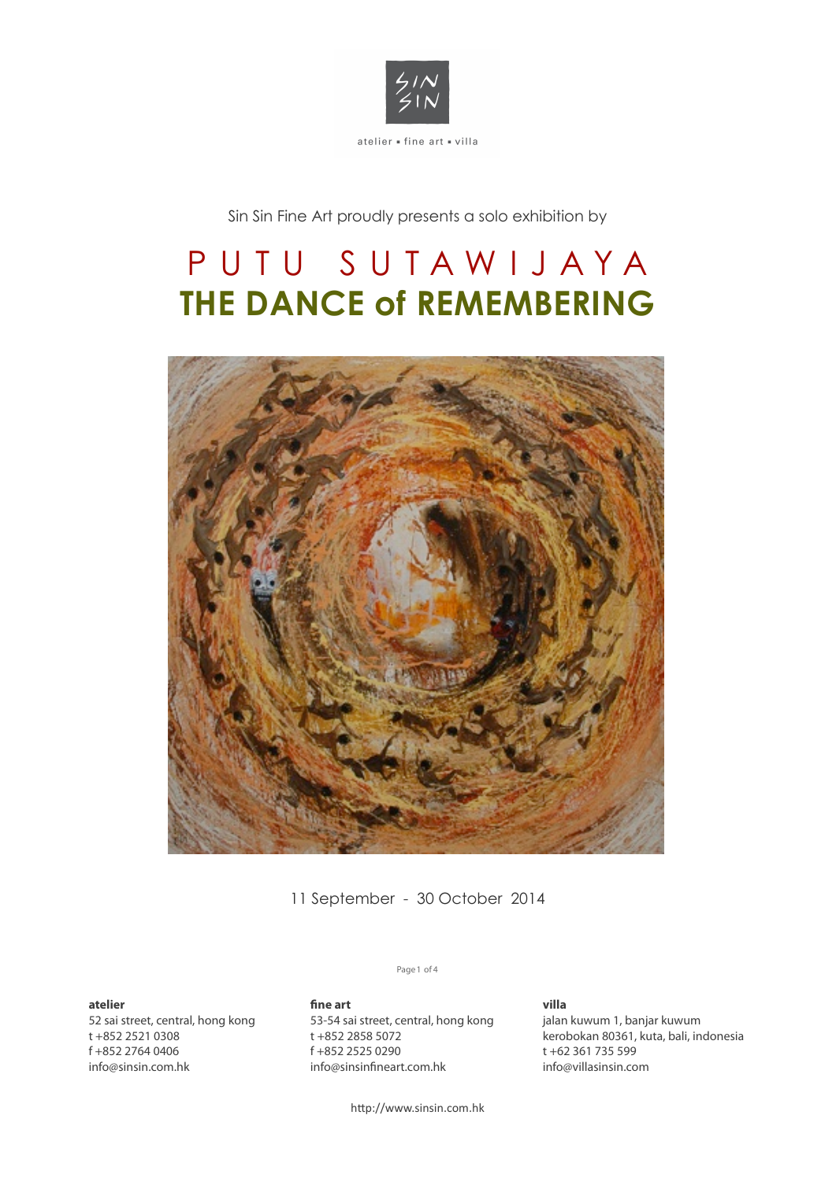SIN SIN

atelier ▪ fine art ▪ villa

Sin Sin Fine Art proudly presents a solo exhibition by

# PUTU SUTAWIJAYA

# THE DANCE of REMEMBERING

11 September - 30 October 2014

**atelier**
52 sai street, central, hong kong
t +852 2521 0308
f +852 2764 0406
info@sinsin.com.hk

**fine art**
53-54 sai street, central, hong kong
t +852 2858 5072
f +852 2525 0290
info@sinsinfineart.com.hk

**villa**
jalan kuwum 1, banjar kuwum
kerobokan 80361, kuta, bali, indonesia
t +62 361 735 599
info@villasinsin.com

http://www.sinsin.com.hk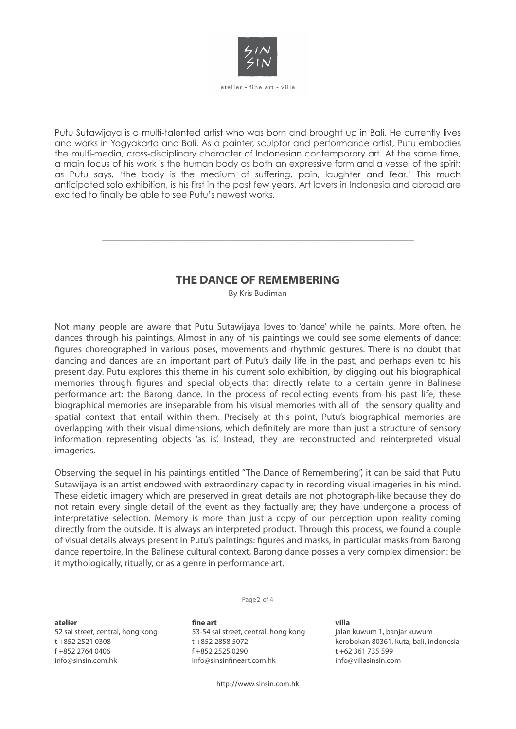Putu Sutawijaya is a multi-talented artist who was born and brought up in Bali. He currently lives and works in Yogyakarta and Bali. As a painter, sculptor and performance artist, Putu embodies the multi-media, cross-disciplinary character of Indonesian contemporary art. At the same time, a main focus of his work is the human body as both an expressive form and a vessel of the spirit: as Putu says, 'the body is the medium of suffering, pain, laughter and fear.' This much anticipated solo exhibition, is his first in the past few years. Art lovers in Indonesia and abroad are excited to finally be able to see Putu's newest works.

---

## THE DANCE OF REMEMBERING

By Kris Budiman

Not many people are aware that Putu Sutawijaya loves to 'dance' while he paints. More often, he dances through his paintings. Almost in any of his paintings we could see some elements of dance: figures choreographed in various poses, movements and rhythmic gestures. There is no doubt that dancing and dances are an important part of Putu's daily life in the past, and perhaps even to his present day. Putu explores this theme in his current solo exhibition, by digging out his biographical memories through figures and special objects that directly relate to a certain genre in Balinese performance art: the Barong dance. In the process of recollecting events from his past life, these biographical memories are inseparable from his visual memories with all of the sensory quality and spatial context that entail within them. Precisely at this point, Putu's biographical memories are overlapping with their visual dimensions, which definitely are more than just a structure of sensory information representing objects 'as is'. Instead, they are reconstructed and reinterpreted visual imageries.

Observing the sequel in his paintings entitled "The Dance of Remembering", it can be said that Putu Sutawijaya is an artist endowed with extraordinary capacity in recording visual imageries in his mind. These eidetic imagery which are preserved in great details are not photograph-like because they do not retain every single detail of the event as they factually are; they have undergone a process of interpretative selection. Memory is more than just a copy of our perception upon reality coming directly from the outside. It is always an interpreted product. Through this process, we found a couple of visual details always present in Putu's paintings: figures and masks, in particular masks from Barong dance repertoire. In the Balinese cultural context, Barong dance posses a very complex dimension: be it mythologically, ritually, or as a genre in performance art.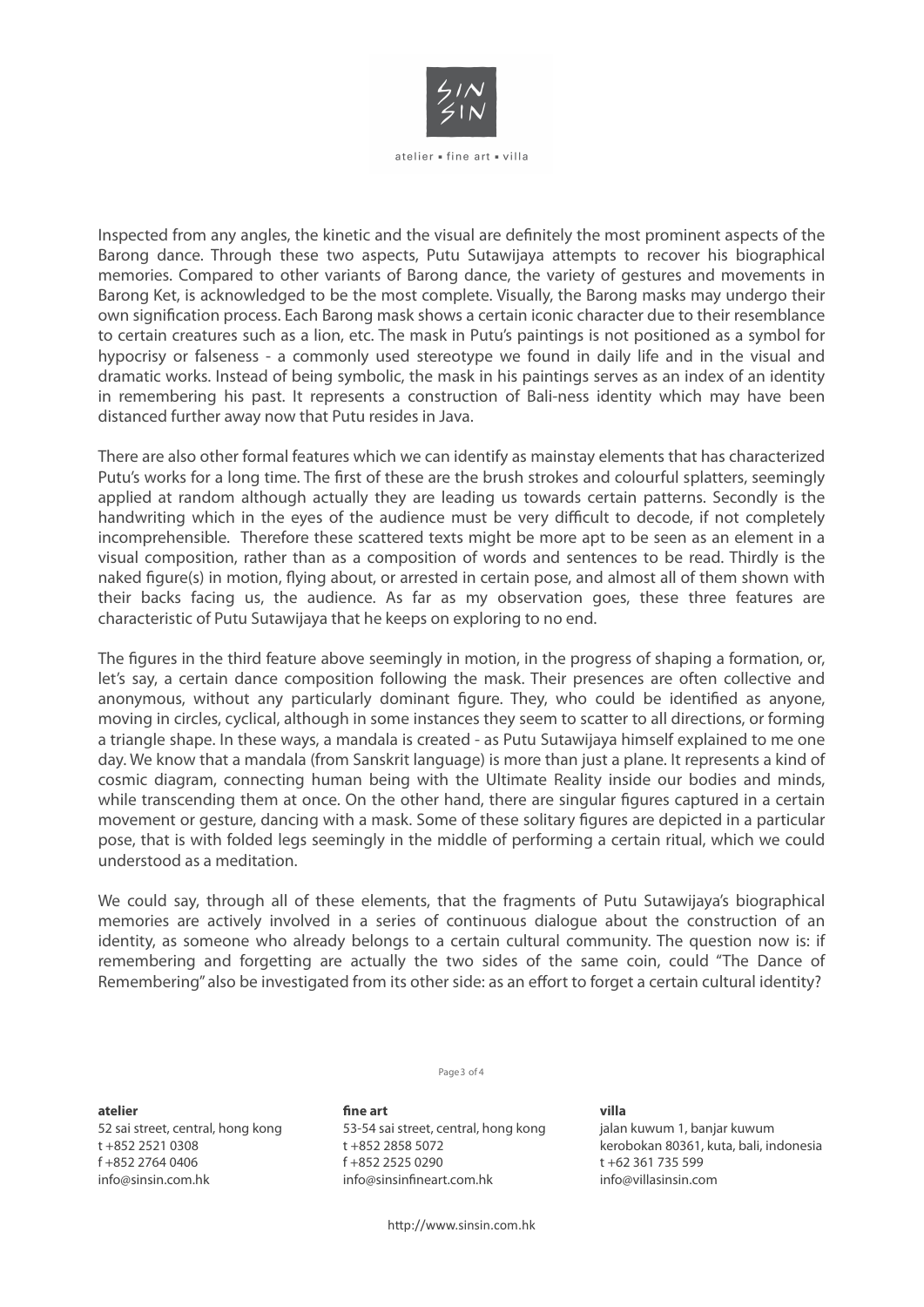Inspected from any angles, the kinetic and the visual are definitely the most prominent aspects of the Barong dance. Through these two aspects, Putu Sutawijaya attempts to recover his biographical memories. Compared to other variants of Barong dance, the variety of gestures and movements in Barong Ket, is acknowledged to be the most complete. Visually, the Barong masks may undergo their own signification process. Each Barong mask shows a certain iconic character due to their resemblance to certain creatures such as a lion, etc. The mask in Putu's paintings is not positioned as a symbol for hypocrisy or falseness - a commonly used stereotype we found in daily life and in the visual and dramatic works. Instead of being symbolic, the mask in his paintings serves as an index of an identity in remembering his past. It represents a construction of Bali-ness identity which may have been distanced further away now that Putu resides in Java.

There are also other formal features which we can identify as mainstay elements that has characterized Putu's works for a long time. The first of these are the brush strokes and colourful splatters, seemingly applied at random although actually they are leading us towards certain patterns. Secondly is the handwriting which in the eyes of the audience must be very difficult to decode, if not completely incomprehensible. Therefore these scattered texts might be more apt to be seen as an element in a visual composition, rather than as a composition of words and sentences to be read. Thirdly is the naked figure(s) in motion, flying about, or arrested in certain pose, and almost all of them shown with their backs facing us, the audience. As far as my observation goes, these three features are characteristic of Putu Sutawijaya that he keeps on exploring to no end.

The figures in the third feature above seemingly in motion, in the progress of shaping a formation, or, let's say, a certain dance composition following the mask. Their presences are often collective and anonymous, without any particularly dominant figure. They, who could be identified as anyone, moving in circles, cyclical, although in some instances they seem to scatter to all directions, or forming a triangle shape. In these ways, a mandala is created - as Putu Sutawijaya himself explained to me one day. We know that a mandala (from Sanskrit language) is more than just a plane. It represents a kind of cosmic diagram, connecting human being with the Ultimate Reality inside our bodies and minds, while transcending them at once. On the other hand, there are singular figures captured in a certain movement or gesture, dancing with a mask. Some of these solitary figures are depicted in a particular pose, that is with folded legs seemingly in the middle of performing a certain ritual, which we could understood as a meditation.

We could say, through all of these elements, that the fragments of Putu Sutawijaya's biographical memories are actively involved in a series of continuous dialogue about the construction of an identity, as someone who already belongs to a certain cultural community. The question now is: if remembering and forgetting are actually the two sides of the same coin, could "The Dance of Remembering" also be investigated from its other side: as an effort to forget a certain cultural identity?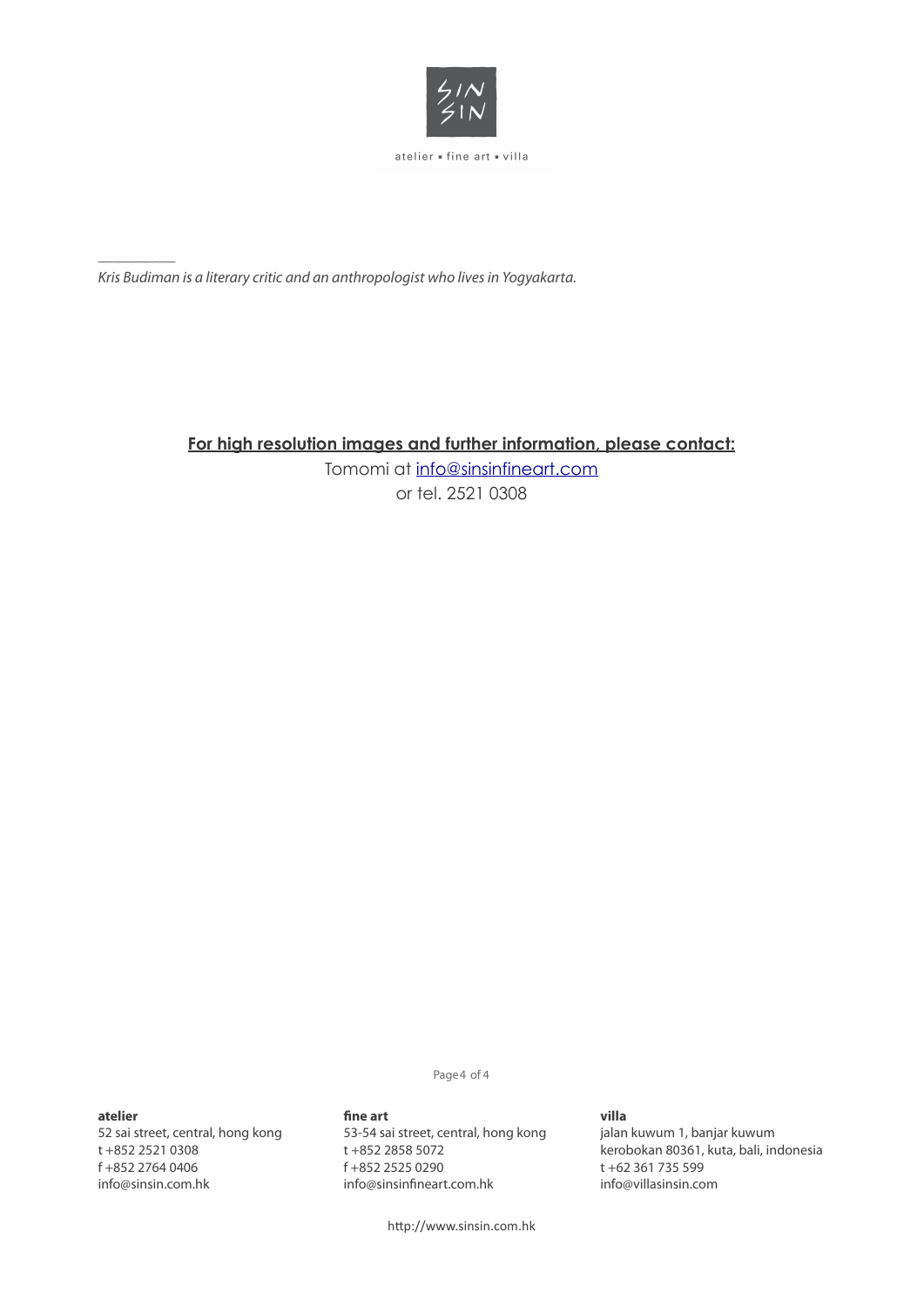---

*Kris Budiman is a literary critic and an anthropologist who lives in Yogyakarta.*

**For high resolution images and further information, please contact:**

Tomomi at info@sinsinfineart.com
or tel. 2521 0308